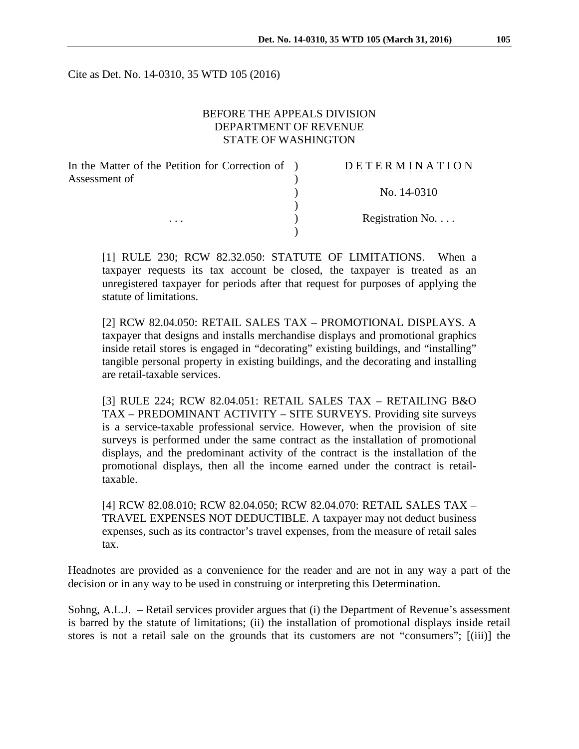Cite as Det. No. 14-0310, 35 WTD 105 (2016)

BEFORE THE APPEALS DIVISION
DEPARTMENT OF REVENUE
STATE OF WASHINGTON

| | | |
|---|---|---|
| In the Matter of the Petition for Correction of Assessment of | ) | D E T E R M I N A T I O N |
| | ) | No. 14-0310 |
| . . . | ) | Registration No. . . . |

[1] RULE 230; RCW 82.32.050: STATUTE OF LIMITATIONS. When a taxpayer requests its tax account be closed, the taxpayer is treated as an unregistered taxpayer for periods after that request for purposes of applying the statute of limitations.

[2] RCW 82.04.050: RETAIL SALES TAX – PROMOTIONAL DISPLAYS. A taxpayer that designs and installs merchandise displays and promotional graphics inside retail stores is engaged in "decorating" existing buildings, and "installing" tangible personal property in existing buildings, and the decorating and installing are retail-taxable services.

[3] RULE 224; RCW 82.04.051: RETAIL SALES TAX – RETAILING B&O TAX – PREDOMINANT ACTIVITY – SITE SURVEYS. Providing site surveys is a service-taxable professional service. However, when the provision of site surveys is performed under the same contract as the installation of promotional displays, and the predominant activity of the contract is the installation of the promotional displays, then all the income earned under the contract is retail-taxable.

[4] RCW 82.08.010; RCW 82.04.050; RCW 82.04.070: RETAIL SALES TAX – TRAVEL EXPENSES NOT DEDUCTIBLE. A taxpayer may not deduct business expenses, such as its contractor's travel expenses, from the measure of retail sales tax.

Headnotes are provided as a convenience for the reader and are not in any way a part of the decision or in any way to be used in construing or interpreting this Determination.

Sohng, A.L.J. – Retail services provider argues that (i) the Department of Revenue's assessment is barred by the statute of limitations; (ii) the installation of promotional displays inside retail stores is not a retail sale on the grounds that its customers are not "consumers"; [(iii)] the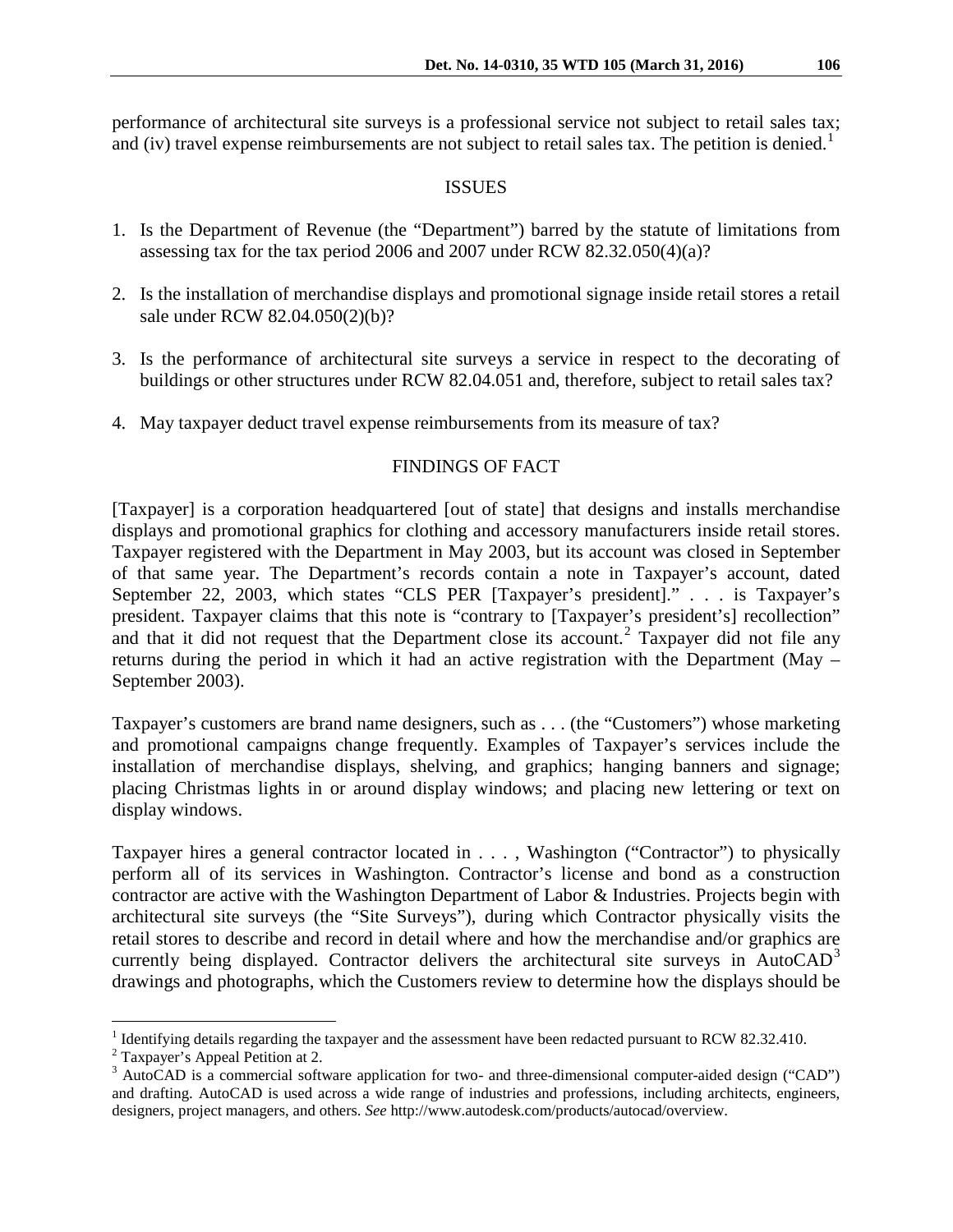performance of architectural site surveys is a professional service not subject to retail sales tax; and (iv) travel expense reimbursements are not subject to retail sales tax. The petition is denied.[1]

## ISSUES

1. Is the Department of Revenue (the "Department") barred by the statute of limitations from assessing tax for the tax period 2006 and 2007 under RCW 82.32.050(4)(a)?

2. Is the installation of merchandise displays and promotional signage inside retail stores a retail sale under RCW 82.04.050(2)(b)?

3. Is the performance of architectural site surveys a service in respect to the decorating of buildings or other structures under RCW 82.04.051 and, therefore, subject to retail sales tax?

4. May taxpayer deduct travel expense reimbursements from its measure of tax?

## FINDINGS OF FACT

[Taxpayer] is a corporation headquartered [out of state] that designs and installs merchandise displays and promotional graphics for clothing and accessory manufacturers inside retail stores. Taxpayer registered with the Department in May 2003, but its account was closed in September of that same year. The Department's records contain a note in Taxpayer's account, dated September 22, 2003, which states "CLS PER [Taxpayer's president]." . . . is Taxpayer's president. Taxpayer claims that this note is "contrary to [Taxpayer's president's] recollection" and that it did not request that the Department close its account.[2] Taxpayer did not file any returns during the period in which it had an active registration with the Department (May – September 2003).

Taxpayer's customers are brand name designers, such as . . . (the "Customers") whose marketing and promotional campaigns change frequently. Examples of Taxpayer's services include the installation of merchandise displays, shelving, and graphics; hanging banners and signage; placing Christmas lights in or around display windows; and placing new lettering or text on display windows.

Taxpayer hires a general contractor located in . . . , Washington ("Contractor") to physically perform all of its services in Washington. Contractor's license and bond as a construction contractor are active with the Washington Department of Labor & Industries. Projects begin with architectural site surveys (the "Site Surveys"), during which Contractor physically visits the retail stores to describe and record in detail where and how the merchandise and/or graphics are currently being displayed. Contractor delivers the architectural site surveys in AutoCAD[3] drawings and photographs, which the Customers review to determine how the displays should be

[1] Identifying details regarding the taxpayer and the assessment have been redacted pursuant to RCW 82.32.410.

[2] Taxpayer's Appeal Petition at 2.

[3] AutoCAD is a commercial software application for two- and three-dimensional computer-aided design ("CAD") and drafting. AutoCAD is used across a wide range of industries and professions, including architects, engineers, designers, project managers, and others. *See* http://www.autodesk.com/products/autocad/overview.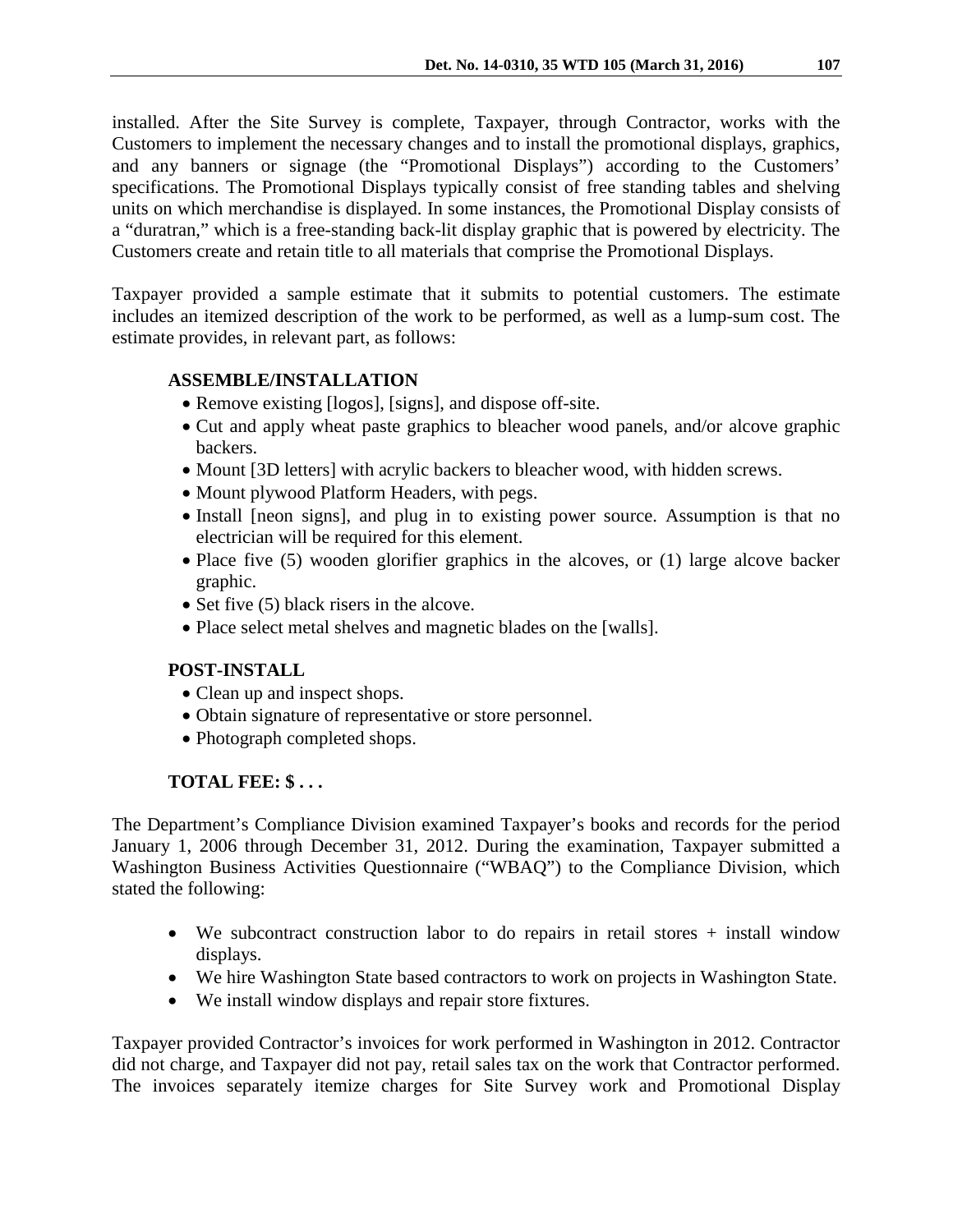installed. After the Site Survey is complete, Taxpayer, through Contractor, works with the Customers to implement the necessary changes and to install the promotional displays, graphics, and any banners or signage (the "Promotional Displays") according to the Customers' specifications. The Promotional Displays typically consist of free standing tables and shelving units on which merchandise is displayed. In some instances, the Promotional Display consists of a "duratran," which is a free-standing back-lit display graphic that is powered by electricity. The Customers create and retain title to all materials that comprise the Promotional Displays.

Taxpayer provided a sample estimate that it submits to potential customers. The estimate includes an itemized description of the work to be performed, as well as a lump-sum cost. The estimate provides, in relevant part, as follows:

> **ASSEMBLE/INSTALLATION**
>
> - Remove existing [logos], [signs], and dispose off-site.
> - Cut and apply wheat paste graphics to bleacher wood panels, and/or alcove graphic backers.
> - Mount [3D letters] with acrylic backers to bleacher wood, with hidden screws.
> - Mount plywood Platform Headers, with pegs.
> - Install [neon signs], and plug in to existing power source. Assumption is that no electrician will be required for this element.
> - Place five (5) wooden glorifier graphics in the alcoves, or (1) large alcove backer graphic.
> - Set five (5) black risers in the alcove.
> - Place select metal shelves and magnetic blades on the [walls].
>
> **POST-INSTALL**
>
> - Clean up and inspect shops.
> - Obtain signature of representative or store personnel.
> - Photograph completed shops.
>
> **TOTAL FEE: $ . . .**

The Department's Compliance Division examined Taxpayer's books and records for the period January 1, 2006 through December 31, 2012. During the examination, Taxpayer submitted a Washington Business Activities Questionnaire ("WBAQ") to the Compliance Division, which stated the following:

> - We subcontract construction labor to do repairs in retail stores + install window displays.
> - We hire Washington State based contractors to work on projects in Washington State.
> - We install window displays and repair store fixtures.

Taxpayer provided Contractor's invoices for work performed in Washington in 2012. Contractor did not charge, and Taxpayer did not pay, retail sales tax on the work that Contractor performed. The invoices separately itemize charges for Site Survey work and Promotional Display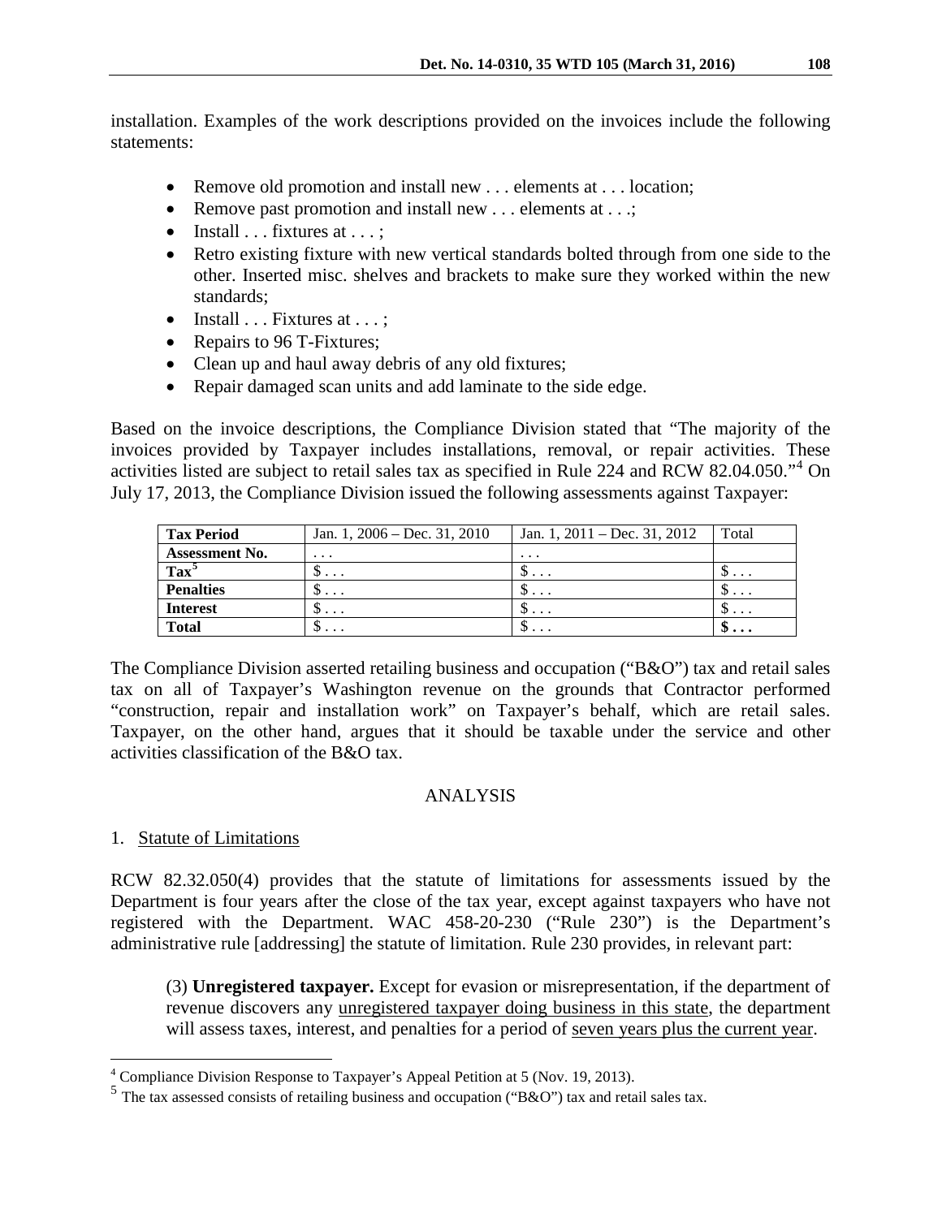installation. Examples of the work descriptions provided on the invoices include the following statements:

- Remove old promotion and install new . . . elements at . . . location;
- Remove past promotion and install new . . . elements at . . .;
- Install . . . fixtures at . . . ;
- Retro existing fixture with new vertical standards bolted through from one side to the other. Inserted misc. shelves and brackets to make sure they worked within the new standards;
- Install . . . Fixtures at . . . ;
- Repairs to 96 T-Fixtures;
- Clean up and haul away debris of any old fixtures;
- Repair damaged scan units and add laminate to the side edge.

Based on the invoice descriptions, the Compliance Division stated that "The majority of the invoices provided by Taxpayer includes installations, removal, or repair activities. These activities listed are subject to retail sales tax as specified in Rule 224 and RCW 82.04.050."[4] On July 17, 2013, the Compliance Division issued the following assessments against Taxpayer:

| **Tax Period** | Jan. 1, 2006 – Dec. 31, 2010 | Jan. 1, 2011 – Dec. 31, 2012 | Total |
|---|---|---|---|
| **Assessment No.** | . . . | . . . | |
| **Tax**[5] | $ . . . | $ . . . | $ . . . |
| **Penalties** | $ . . . | $ . . . | $ . . . |
| **Interest** | $ . . . | $ . . . | $ . . . |
| **Total** | $ . . . | $ . . . | **$ . . .** |

The Compliance Division asserted retailing business and occupation ("B&O") tax and retail sales tax on all of Taxpayer's Washington revenue on the grounds that Contractor performed "construction, repair and installation work" on Taxpayer's behalf, which are retail sales. Taxpayer, on the other hand, argues that it should be taxable under the service and other activities classification of the B&O tax.

## ANALYSIS

1. Statute of Limitations

RCW 82.32.050(4) provides that the statute of limitations for assessments issued by the Department is four years after the close of the tax year, except against taxpayers who have not registered with the Department. WAC 458-20-230 ("Rule 230") is the Department's administrative rule [addressing] the statute of limitation. Rule 230 provides, in relevant part:

> (3) **Unregistered taxpayer.** Except for evasion or misrepresentation, if the department of revenue discovers any unregistered taxpayer doing business in this state, the department will assess taxes, interest, and penalties for a period of seven years plus the current year.

---

[4] Compliance Division Response to Taxpayer's Appeal Petition at 5 (Nov. 19, 2013).

[5] The tax assessed consists of retailing business and occupation ("B&O") tax and retail sales tax.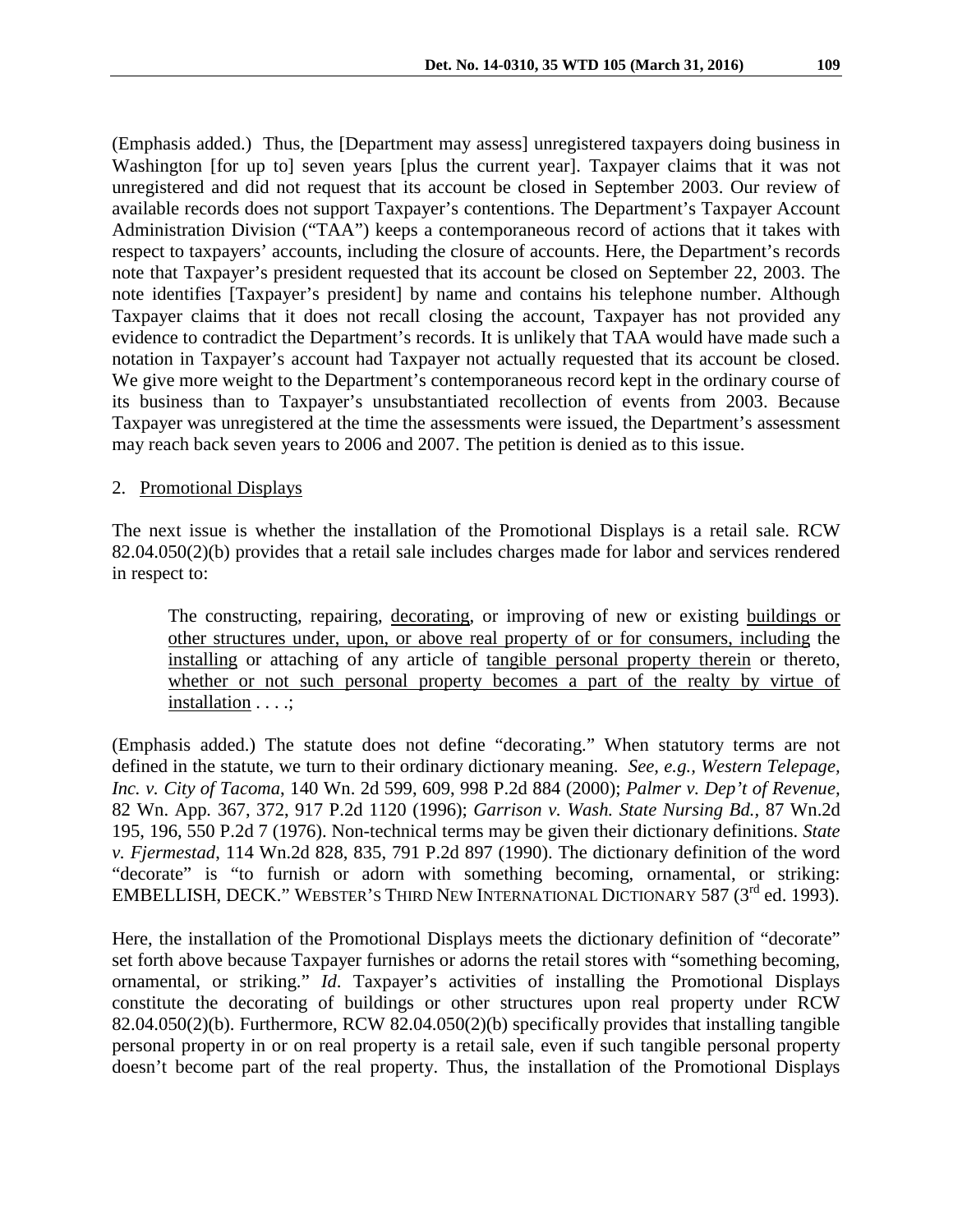(Emphasis added.) Thus, the [Department may assess] unregistered taxpayers doing business in Washington [for up to] seven years [plus the current year]. Taxpayer claims that it was not unregistered and did not request that its account be closed in September 2003. Our review of available records does not support Taxpayer's contentions. The Department's Taxpayer Account Administration Division ("TAA") keeps a contemporaneous record of actions that it takes with respect to taxpayers' accounts, including the closure of accounts. Here, the Department's records note that Taxpayer's president requested that its account be closed on September 22, 2003. The note identifies [Taxpayer's president] by name and contains his telephone number. Although Taxpayer claims that it does not recall closing the account, Taxpayer has not provided any evidence to contradict the Department's records. It is unlikely that TAA would have made such a notation in Taxpayer's account had Taxpayer not actually requested that its account be closed. We give more weight to the Department's contemporaneous record kept in the ordinary course of its business than to Taxpayer's unsubstantiated recollection of events from 2003. Because Taxpayer was unregistered at the time the assessments were issued, the Department's assessment may reach back seven years to 2006 and 2007. The petition is denied as to this issue.

2. Promotional Displays

The next issue is whether the installation of the Promotional Displays is a retail sale. RCW 82.04.050(2)(b) provides that a retail sale includes charges made for labor and services rendered in respect to:

> The constructing, repairing, decorating, or improving of new or existing buildings or other structures under, upon, or above real property of or for consumers, including the installing or attaching of any article of tangible personal property therein or thereto, whether or not such personal property becomes a part of the realty by virtue of installation . . . .;

(Emphasis added.) The statute does not define "decorating." When statutory terms are not defined in the statute, we turn to their ordinary dictionary meaning. *See, e.g., Western Telepage, Inc. v. City of Tacoma*, 140 Wn. 2d 599, 609, 998 P.2d 884 (2000); *Palmer v. Dep't of Revenue*, 82 Wn. App. 367, 372, 917 P.2d 1120 (1996); *Garrison v. Wash. State Nursing Bd.*, 87 Wn.2d 195, 196, 550 P.2d 7 (1976). Non-technical terms may be given their dictionary definitions. *State v. Fjermestad*, 114 Wn.2d 828, 835, 791 P.2d 897 (1990). The dictionary definition of the word "decorate" is "to furnish or adorn with something becoming, ornamental, or striking: EMBELLISH, DECK." WEBSTER'S THIRD NEW INTERNATIONAL DICTIONARY 587 (3rd ed. 1993).

Here, the installation of the Promotional Displays meets the dictionary definition of "decorate" set forth above because Taxpayer furnishes or adorns the retail stores with "something becoming, ornamental, or striking." *Id.* Taxpayer's activities of installing the Promotional Displays constitute the decorating of buildings or other structures upon real property under RCW 82.04.050(2)(b). Furthermore, RCW 82.04.050(2)(b) specifically provides that installing tangible personal property in or on real property is a retail sale, even if such tangible personal property doesn't become part of the real property. Thus, the installation of the Promotional Displays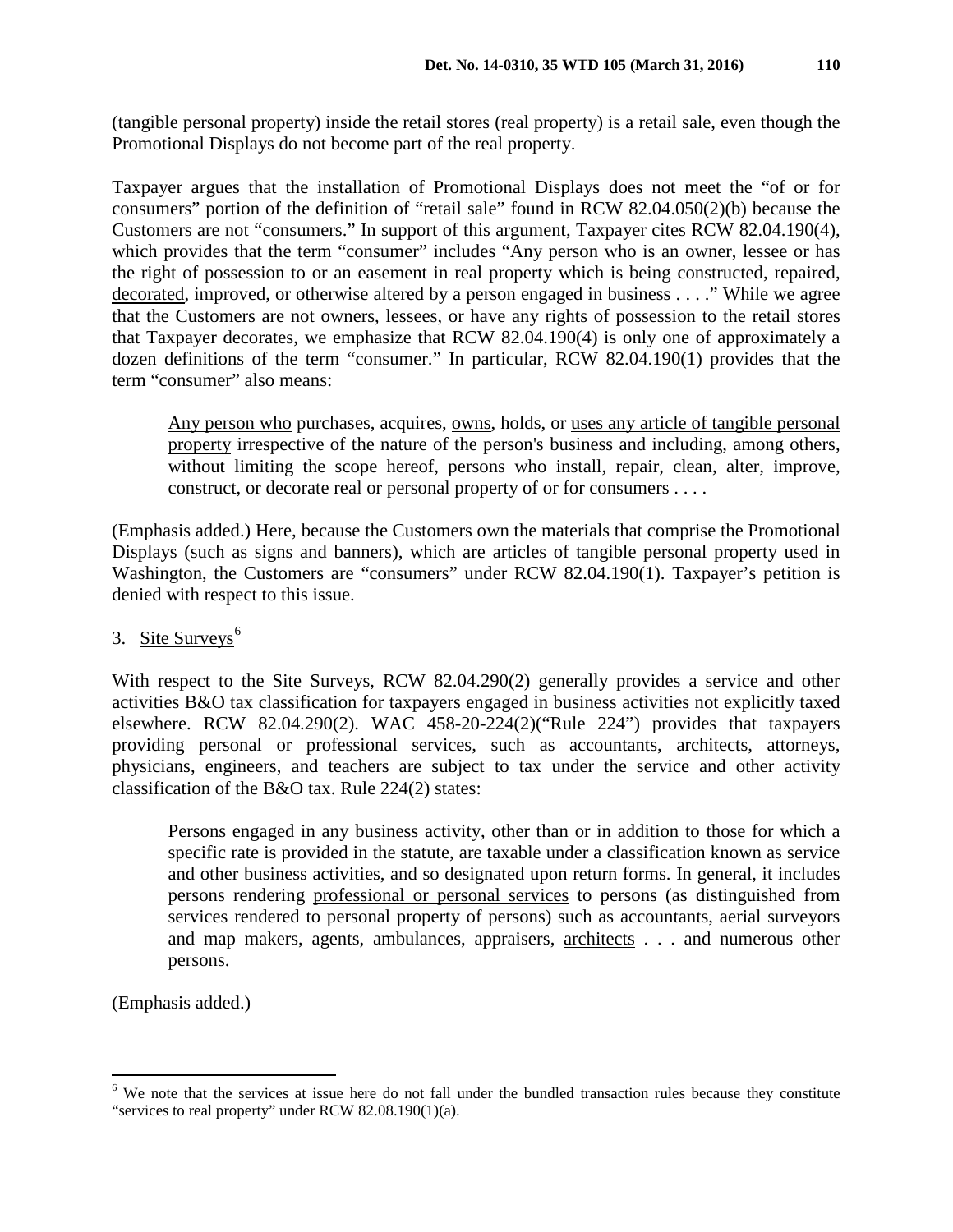(tangible personal property) inside the retail stores (real property) is a retail sale, even though the Promotional Displays do not become part of the real property.

Taxpayer argues that the installation of Promotional Displays does not meet the "of or for consumers" portion of the definition of "retail sale" found in RCW 82.04.050(2)(b) because the Customers are not "consumers." In support of this argument, Taxpayer cites RCW 82.04.190(4), which provides that the term "consumer" includes "Any person who is an owner, lessee or has the right of possession to or an easement in real property which is being constructed, repaired, decorated, improved, or otherwise altered by a person engaged in business . . . ." While we agree that the Customers are not owners, lessees, or have any rights of possession to the retail stores that Taxpayer decorates, we emphasize that RCW 82.04.190(4) is only one of approximately a dozen definitions of the term "consumer." In particular, RCW 82.04.190(1) provides that the term "consumer" also means:

> Any person who purchases, acquires, owns, holds, or uses any article of tangible personal property irrespective of the nature of the person's business and including, among others, without limiting the scope hereof, persons who install, repair, clean, alter, improve, construct, or decorate real or personal property of or for consumers . . . .

(Emphasis added.) Here, because the Customers own the materials that comprise the Promotional Displays (such as signs and banners), which are articles of tangible personal property used in Washington, the Customers are "consumers" under RCW 82.04.190(1). Taxpayer's petition is denied with respect to this issue.

3. Site Surveys[6]

With respect to the Site Surveys, RCW 82.04.290(2) generally provides a service and other activities B&O tax classification for taxpayers engaged in business activities not explicitly taxed elsewhere. RCW 82.04.290(2). WAC 458-20-224(2)("Rule 224") provides that taxpayers providing personal or professional services, such as accountants, architects, attorneys, physicians, engineers, and teachers are subject to tax under the service and other activity classification of the B&O tax. Rule 224(2) states:

> Persons engaged in any business activity, other than or in addition to those for which a specific rate is provided in the statute, are taxable under a classification known as service and other business activities, and so designated upon return forms. In general, it includes persons rendering professional or personal services to persons (as distinguished from services rendered to personal property of persons) such as accountants, aerial surveyors and map makers, agents, ambulances, appraisers, architects . . . and numerous other persons.

(Emphasis added.)

[6] We note that the services at issue here do not fall under the bundled transaction rules because they constitute "services to real property" under RCW 82.08.190(1)(a).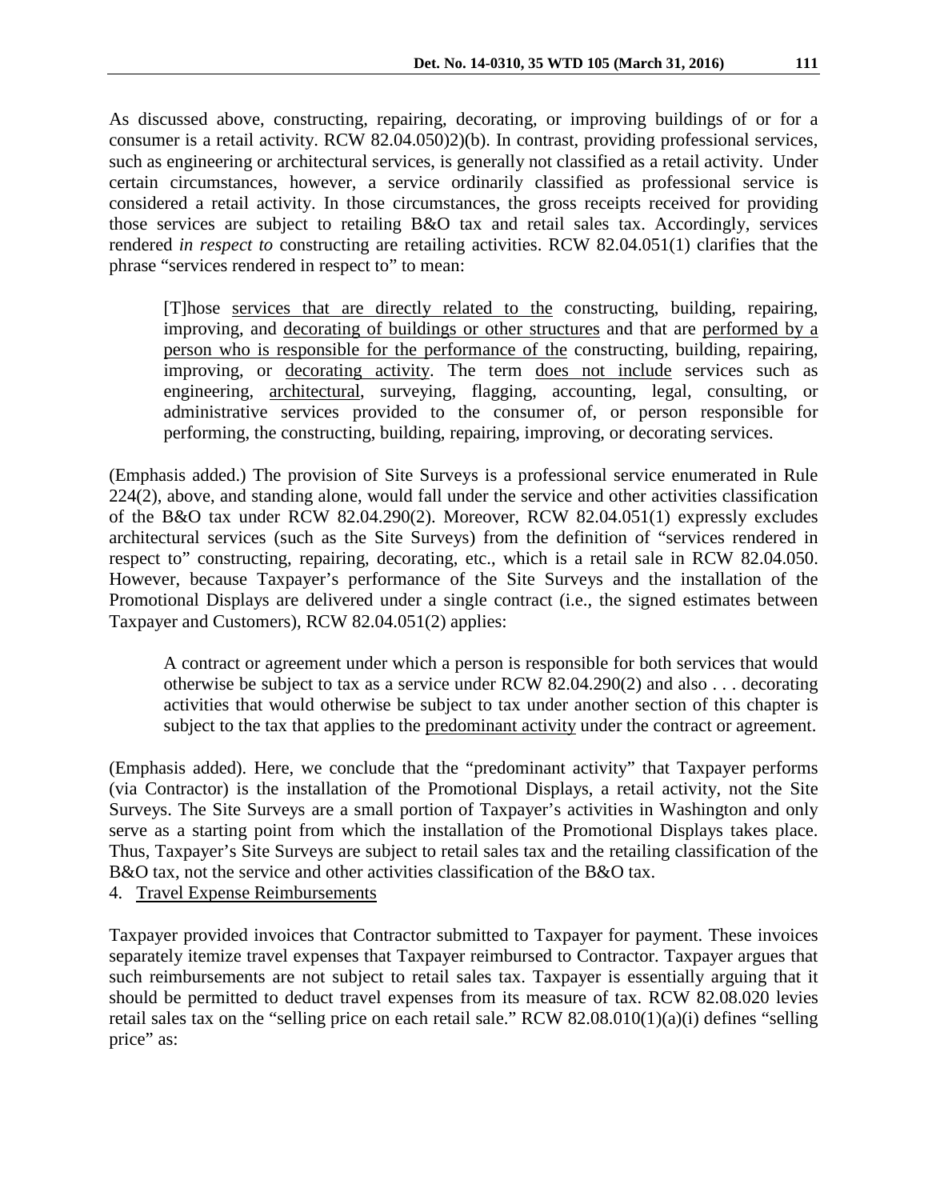As discussed above, constructing, repairing, decorating, or improving buildings of or for a consumer is a retail activity. RCW 82.04.050)2)(b). In contrast, providing professional services, such as engineering or architectural services, is generally not classified as a retail activity. Under certain circumstances, however, a service ordinarily classified as professional service is considered a retail activity. In those circumstances, the gross receipts received for providing those services are subject to retailing B&O tax and retail sales tax. Accordingly, services rendered *in respect to* constructing are retailing activities. RCW 82.04.051(1) clarifies that the phrase "services rendered in respect to" to mean:

> [T]hose <u>services that are directly related to the</u> constructing, building, repairing, improving, and <u>decorating of buildings or other structures</u> and that are <u>performed by a person who is responsible for the performance of the</u> constructing, building, repairing, improving, or <u>decorating activity</u>. The term <u>does not include</u> services such as engineering, <u>architectural</u>, surveying, flagging, accounting, legal, consulting, or administrative services provided to the consumer of, or person responsible for performing, the constructing, building, repairing, improving, or decorating services.

(Emphasis added.) The provision of Site Surveys is a professional service enumerated in Rule 224(2), above, and standing alone, would fall under the service and other activities classification of the B&O tax under RCW 82.04.290(2). Moreover, RCW 82.04.051(1) expressly excludes architectural services (such as the Site Surveys) from the definition of "services rendered in respect to" constructing, repairing, decorating, etc., which is a retail sale in RCW 82.04.050. However, because Taxpayer's performance of the Site Surveys and the installation of the Promotional Displays are delivered under a single contract (i.e., the signed estimates between Taxpayer and Customers), RCW 82.04.051(2) applies:

> A contract or agreement under which a person is responsible for both services that would otherwise be subject to tax as a service under RCW 82.04.290(2) and also . . . decorating activities that would otherwise be subject to tax under another section of this chapter is subject to the tax that applies to the <u>predominant activity</u> under the contract or agreement.

(Emphasis added). Here, we conclude that the "predominant activity" that Taxpayer performs (via Contractor) is the installation of the Promotional Displays, a retail activity, not the Site Surveys. The Site Surveys are a small portion of Taxpayer's activities in Washington and only serve as a starting point from which the installation of the Promotional Displays takes place. Thus, Taxpayer's Site Surveys are subject to retail sales tax and the retailing classification of the B&O tax, not the service and other activities classification of the B&O tax.

4. <u>Travel Expense Reimbursements</u>

Taxpayer provided invoices that Contractor submitted to Taxpayer for payment. These invoices separately itemize travel expenses that Taxpayer reimbursed to Contractor. Taxpayer argues that such reimbursements are not subject to retail sales tax. Taxpayer is essentially arguing that it should be permitted to deduct travel expenses from its measure of tax. RCW 82.08.020 levies retail sales tax on the "selling price on each retail sale." RCW 82.08.010(1)(a)(i) defines "selling price" as: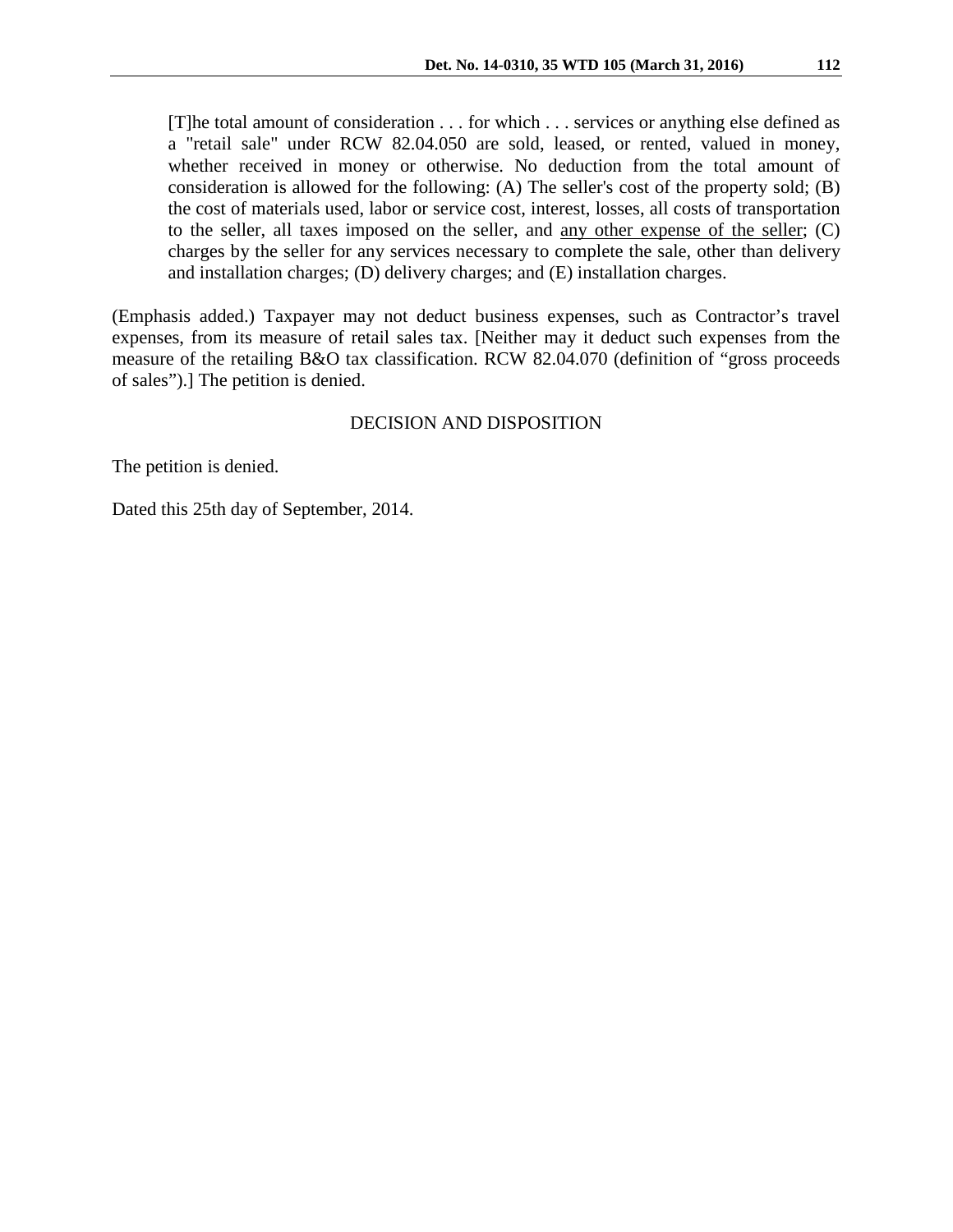> [T]he total amount of consideration . . . for which . . . services or anything else defined as a "retail sale" under RCW 82.04.050 are sold, leased, or rented, valued in money, whether received in money or otherwise. No deduction from the total amount of consideration is allowed for the following: (A) The seller's cost of the property sold; (B) the cost of materials used, labor or service cost, interest, losses, all costs of transportation to the seller, all taxes imposed on the seller, and <u>any other expense of the seller</u>; (C) charges by the seller for any services necessary to complete the sale, other than delivery and installation charges; (D) delivery charges; and (E) installation charges.

(Emphasis added.) Taxpayer may not deduct business expenses, such as Contractor's travel expenses, from its measure of retail sales tax. [Neither may it deduct such expenses from the measure of the retailing B&O tax classification. RCW 82.04.070 (definition of "gross proceeds of sales").] The petition is denied.

## DECISION AND DISPOSITION

The petition is denied.

Dated this 25th day of September, 2014.